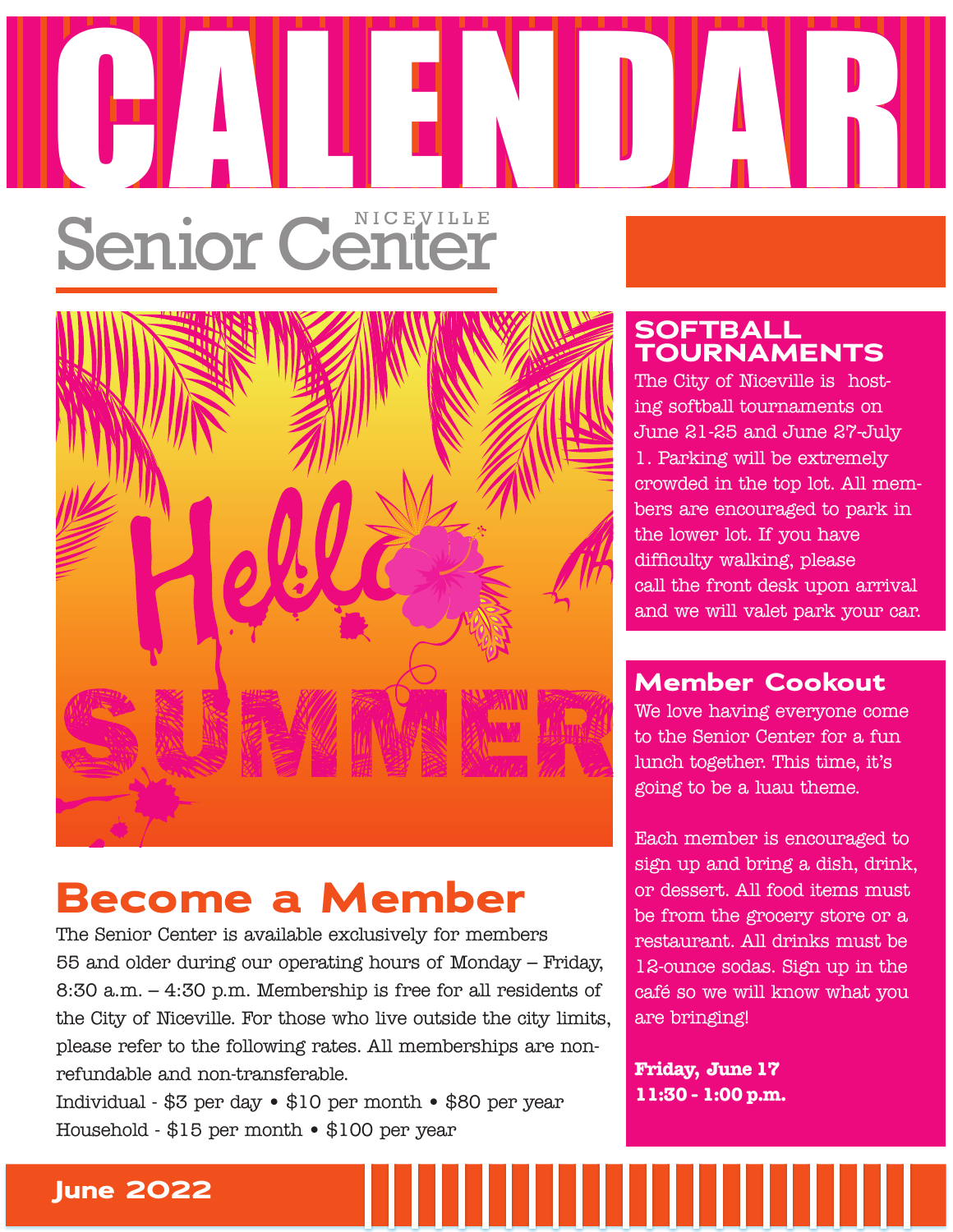# CALENDAR

NICEVILLE
## Senior Center

## Become a Member

The Senior Center is available exclusively for members 55 and older during our operating hours of Monday – Friday, 8:30 a.m. – 4:30 p.m. Membership is free for all residents of the City of Niceville. For those who live outside the city limits, please refer to the following rates. All memberships are non-refundable and non-transferable.

Individual - $3 per day • $10 per month • $80 per year

Household - $15 per month • $100 per year

## SOFTBALL TOURNAMENTS

The City of Niceville is hosting softball tournaments on June 21-25 and June 27-July 1. Parking will be extremely crowded in the top lot. All members are encouraged to park in the lower lot. If you have difficulty walking, please call the front desk upon arrival and we will valet park your car.

## Member Cookout

We love having everyone come to the Senior Center for a fun lunch together. This time, it's going to be a luau theme.

Each member is encouraged to sign up and bring a dish, drink, or dessert. All food items must be from the grocery store or a restaurant. All drinks must be 12-ounce sodas. Sign up in the café so we will know what you are bringing!

**Friday, June 17**
**11:30 - 1:00 p.m.**

June 2022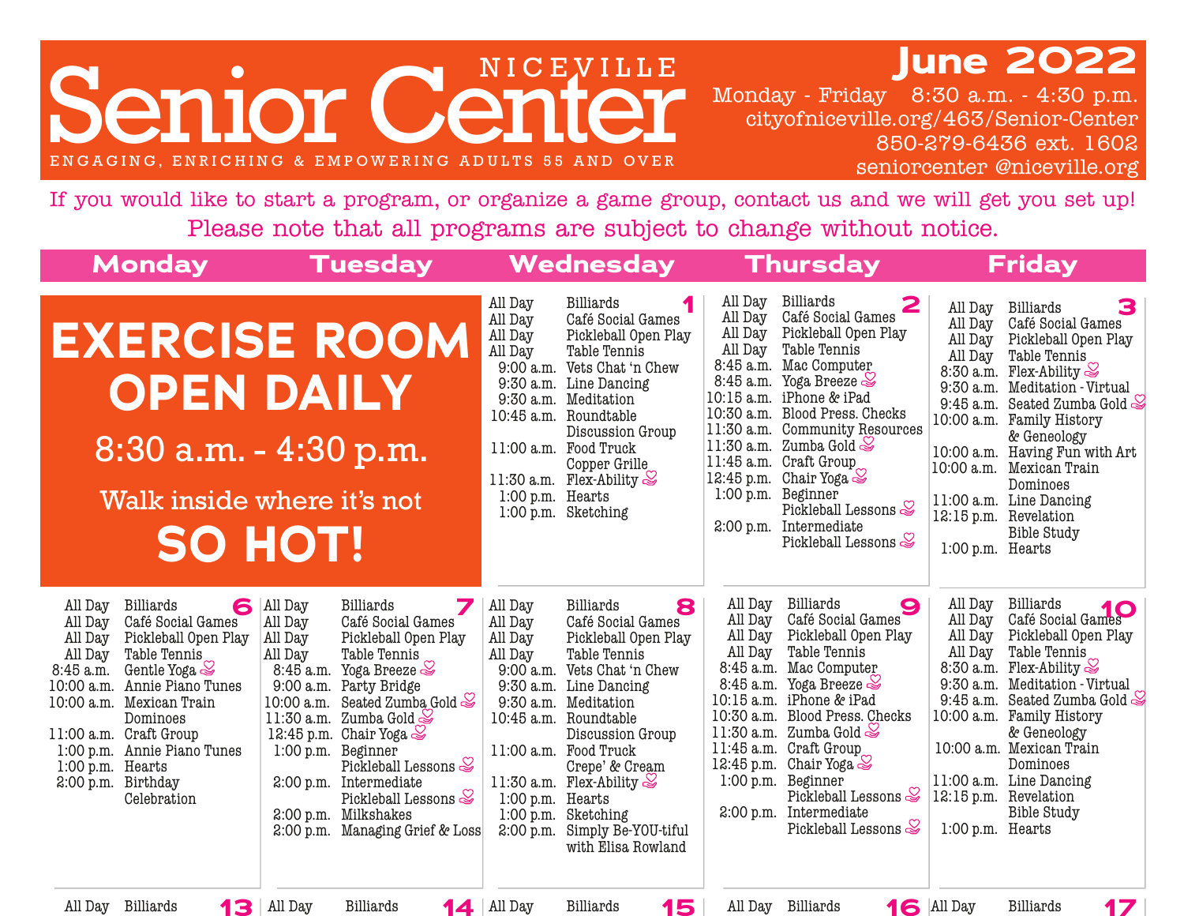# NICEVILLE Senior Center

ENGAGING, ENRICHING & EMPOWERING ADULTS 55 AND OVER

## June 2022

Monday - Friday 8:30 a.m. - 4:30 p.m.
cityofniceville.org/463/Senior-Center
850-279-6436 ext. 1602
seniorcenter @niceville.org

If you would like to start a program, or organize a game group, contact us and we will get you set up!
Please note that all programs are subject to change without notice.

**EXERCISE ROOM OPEN DAILY**
**8:30 a.m. - 4:30 p.m.**
Walk inside where it's not **SO HOT!**

| Monday | Tuesday | Wednesday | Thursday | Friday |
|---|---|---|---|---|
| | | **1**<br>All Day Billiards<br>All Day Café Social Games<br>All Day Pickleball Open Play<br>All Day Table Tennis<br>9:00 a.m. Vets Chat 'n Chew<br>9:30 a.m. Line Dancing<br>9:30 a.m. Meditation<br>10:45 a.m. Roundtable Discussion Group<br>11:00 a.m. Food Truck Copper Grille<br>11:30 a.m. Flex-Ability<br>1:00 p.m. Hearts<br>1:00 p.m. Sketching | **2**<br>All Day Billiards<br>All Day Café Social Games<br>All Day Pickleball Open Play<br>All Day Table Tennis<br>8:45 a.m. Mac Computer<br>8:45 a.m. Yoga Breeze<br>10:15 a.m. iPhone & iPad<br>10:30 a.m. Blood Press. Checks<br>11:30 a.m. Community Resources<br>11:30 a.m. Zumba Gold<br>11:45 a.m. Craft Group<br>12:45 p.m. Chair Yoga<br>1:00 p.m. Beginner Pickleball Lessons<br>2:00 p.m. Intermediate Pickleball Lessons | **3**<br>All Day Billiards<br>All Day Café Social Games<br>All Day Pickleball Open Play<br>All Day Table Tennis<br>8:30 a.m. Flex-Ability<br>9:30 a.m. Meditation - Virtual<br>9:45 a.m. Seated Zumba Gold<br>10:00 a.m. Family History & Geneology<br>10:00 a.m. Having Fun with Art<br>10:00 a.m. Mexican Train Dominoes<br>11:00 a.m. Line Dancing<br>12:15 p.m. Revelation Bible Study<br>1:00 p.m. Hearts |
| **6**<br>All Day Billiards<br>All Day Café Social Games<br>All Day Pickleball Open Play<br>All Day Table Tennis<br>8:45 a.m. Gentle Yoga<br>10:00 a.m. Annie Piano Tunes<br>10:00 a.m. Mexican Train Dominoes<br>11:00 a.m. Craft Group<br>1:00 p.m. Annie Piano Tunes<br>1:00 p.m. Hearts<br>2:00 p.m. Birthday Celebration | **7**<br>All Day Billiards<br>All Day Café Social Games<br>All Day Pickleball Open Play<br>All Day Table Tennis<br>8:45 a.m. Yoga Breeze<br>9:00 a.m. Party Bridge<br>10:00 a.m. Seated Zumba Gold<br>11:30 a.m. Zumba Gold<br>12:45 p.m. Chair Yoga<br>1:00 p.m. Beginner Pickleball Lessons<br>2:00 p.m. Intermediate Pickleball Lessons<br>2:00 p.m. Milkshakes<br>2:00 p.m. Managing Grief & Loss | **8**<br>All Day Billiards<br>All Day Café Social Games<br>All Day Pickleball Open Play<br>All Day Table Tennis<br>9:00 a.m. Vets Chat 'n Chew<br>9:30 a.m. Line Dancing<br>9:30 a.m. Meditation<br>10:45 a.m. Roundtable Discussion Group<br>11:00 a.m. Food Truck Crepe' & Cream<br>11:30 a.m. Flex-Ability<br>1:00 p.m. Hearts<br>1:00 p.m. Sketching<br>2:00 p.m. Simply Be-YOU-tiful with Elisa Rowland | **9**<br>All Day Billiards<br>All Day Café Social Games<br>All Day Pickleball Open Play<br>All Day Table Tennis<br>8:45 a.m. Mac Computer<br>8:45 a.m. Yoga Breeze<br>10:15 a.m. iPhone & iPad<br>10:30 a.m. Blood Press. Checks<br>11:30 a.m. Zumba Gold<br>11:45 a.m. Craft Group<br>12:45 p.m. Chair Yoga<br>1:00 p.m. Beginner Pickleball Lessons<br>2:00 p.m. Intermediate Pickleball Lessons | **10**<br>All Day Billiards<br>All Day Café Social Games<br>All Day Pickleball Open Play<br>All Day Table Tennis<br>8:30 a.m. Flex-Ability<br>9:30 a.m. Meditation - Virtual<br>9:45 a.m. Seated Zumba Gold<br>10:00 a.m. Family History & Geneology<br>10:00 a.m. Mexican Train Dominoes<br>11:00 a.m. Line Dancing<br>12:15 p.m. Revelation Bible Study<br>1:00 p.m. Hearts |
| **13**<br>All Day Billiards | **14**<br>All Day Billiards | **15**<br>All Day Billiards | **16**<br>All Day Billiards | **17**<br>All Day Billiards |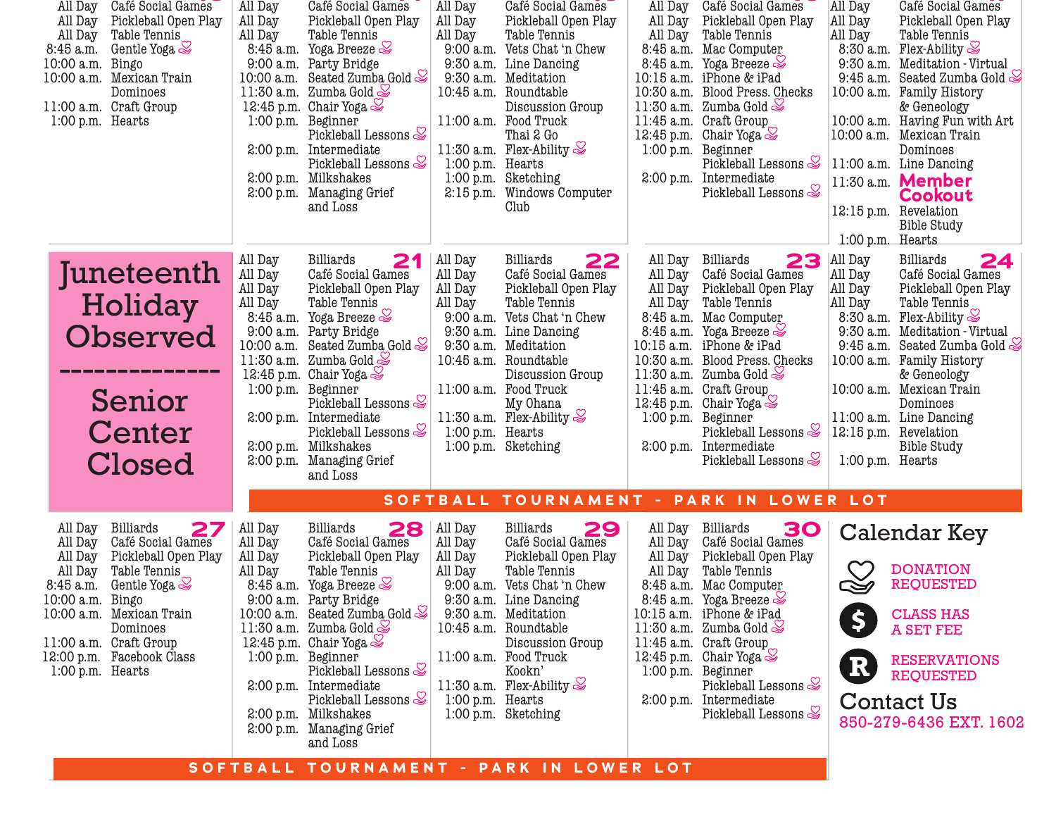| Monday | Tuesday | Wednesday | Thursday | Friday |
|---|---|---|---|---|
| All Day Café Social Games<br>All Day Pickleball Open Play<br>All Day Table Tennis<br>8:45 a.m. Gentle Yoga<br>10:00 a.m. Bingo<br>10:00 a.m. Mexican Train Dominoes<br>11:00 a.m. Craft Group<br>1:00 p.m. Hearts | All Day Café Social Games<br>All Day Pickleball Open Play<br>All Day Table Tennis<br>8:45 a.m. Yoga Breeze<br>9:00 a.m. Party Bridge<br>10:00 a.m. Seated Zumba Gold<br>11:30 a.m. Zumba Gold<br>12:45 p.m. Chair Yoga<br>1:00 p.m. Beginner Pickleball Lessons<br>2:00 p.m. Intermediate Pickleball Lessons<br>2:00 p.m. Milkshakes<br>2:00 p.m. Managing Grief and Loss | All Day Café Social Games<br>All Day Pickleball Open Play<br>All Day Table Tennis<br>9:00 a.m. Vets Chat 'n Chew<br>9:30 a.m. Line Dancing<br>9:30 a.m. Meditation<br>10:45 a.m. Roundtable Discussion Group<br>11:00 a.m. Food Truck Thai 2 Go<br>11:30 a.m. Flex-Ability<br>1:00 p.m. Hearts<br>1:00 p.m. Sketching<br>2:15 p.m. Windows Computer Club | All Day Café Social Games<br>All Day Pickleball Open Play<br>All Day Table Tennis<br>8:45 a.m. Mac Computer<br>8:45 a.m. Yoga Breeze<br>10:15 a.m. iPhone & iPad<br>10:30 a.m. Blood Press. Checks<br>11:30 a.m. Zumba Gold<br>11:45 a.m. Craft Group<br>12:45 p.m. Chair Yoga<br>1:00 p.m. Beginner Pickleball Lessons<br>2:00 p.m. Intermediate Pickleball Lessons | All Day Café Social Games<br>All Day Pickleball Open Play<br>All Day Table Tennis<br>8:30 a.m. Flex-Ability<br>9:30 a.m. Meditation - Virtual<br>9:45 a.m. Seated Zumba Gold<br>10:00 a.m. Family History & Geneology<br>10:00 a.m. Having Fun with Art<br>10:00 a.m. Mexican Train Dominoes<br>11:00 a.m. Line Dancing<br>11:30 a.m. **Member Cookout**<br>12:15 p.m. Revelation Bible Study<br>1:00 p.m. Hearts |
| **Juneteenth Holiday Observed**<br>-------------<br>**Senior Center Closed** | **21**<br>All Day Billiards<br>All Day Café Social Games<br>All Day Pickleball Open Play<br>All Day Table Tennis<br>8:45 a.m. Yoga Breeze<br>9:00 a.m. Party Bridge<br>10:00 a.m. Seated Zumba Gold<br>11:30 a.m. Zumba Gold<br>12:45 p.m. Chair Yoga<br>1:00 p.m. Beginner Pickleball Lessons<br>2:00 p.m. Intermediate Pickleball Lessons<br>2:00 p.m. Milkshakes<br>2:00 p.m. Managing Grief and Loss | **22**<br>All Day Billiards<br>All Day Café Social Games<br>All Day Pickleball Open Play<br>All Day Table Tennis<br>9:00 a.m. Vets Chat 'n Chew<br>9:30 a.m. Line Dancing<br>9:30 a.m. Meditation<br>10:45 a.m. Roundtable Discussion Group<br>11:00 a.m. Food Truck My Ohana<br>11:30 a.m. Flex-Ability<br>1:00 p.m. Hearts<br>1:00 p.m. Sketching | **23**<br>All Day Billiards<br>All Day Café Social Games<br>All Day Pickleball Open Play<br>All Day Table Tennis<br>8:45 a.m. Mac Computer<br>8:45 a.m. Yoga Breeze<br>10:15 a.m. iPhone & iPad<br>10:30 a.m. Blood Press. Checks<br>11:30 a.m. Zumba Gold<br>11:45 a.m. Craft Group<br>12:45 p.m. Chair Yoga<br>1:00 p.m. Beginner Pickleball Lessons<br>2:00 p.m. Intermediate Pickleball Lessons | **24**<br>All Day Billiards<br>All Day Café Social Games<br>All Day Pickleball Open Play<br>All Day Table Tennis<br>8:30 a.m. Flex-Ability<br>9:30 a.m. Meditation - Virtual<br>9:45 a.m. Seated Zumba Gold<br>10:00 a.m. Family History & Geneology<br>10:00 a.m. Mexican Train Dominoes<br>11:00 a.m. Line Dancing<br>12:15 p.m. Revelation Bible Study<br>1:00 p.m. Hearts |
| | SOFTBALL TOURNAMENT - PARK IN LOWER LOT | | | |
| **27**<br>All Day Billiards<br>All Day Café Social Games<br>All Day Pickleball Open Play<br>All Day Table Tennis<br>8:45 a.m. Gentle Yoga<br>10:00 a.m. Bingo<br>10:00 a.m. Mexican Train Dominoes<br>11:00 a.m. Craft Group<br>12:00 p.m. Facebook Class<br>1:00 p.m. Hearts | **28**<br>All Day Billiards<br>All Day Café Social Games<br>All Day Pickleball Open Play<br>All Day Table Tennis<br>8:45 a.m. Yoga Breeze<br>9:00 a.m. Party Bridge<br>10:00 a.m. Seated Zumba Gold<br>11:30 a.m. Zumba Gold<br>12:45 p.m. Chair Yoga<br>1:00 p.m. Beginner Pickleball Lessons<br>2:00 p.m. Intermediate Pickleball Lessons<br>2:00 p.m. Milkshakes<br>2:00 p.m. Managing Grief and Loss | **29**<br>All Day Billiards<br>All Day Café Social Games<br>All Day Pickleball Open Play<br>All Day Table Tennis<br>9:00 a.m. Vets Chat 'n Chew<br>9:30 a.m. Line Dancing<br>9:30 a.m. Meditation<br>10:45 a.m. Roundtable Discussion Group<br>11:00 a.m. Food Truck Kookn'<br>11:30 a.m. Flex-Ability<br>1:00 p.m. Hearts<br>1:00 p.m. Sketching | **30**<br>All Day Billiards<br>All Day Café Social Games<br>All Day Pickleball Open Play<br>All Day Table Tennis<br>8:45 a.m. Mac Computer<br>8:45 a.m. Yoga Breeze<br>10:15 a.m. iPhone & iPad<br>11:30 a.m. Zumba Gold<br>11:45 a.m. Craft Group<br>12:45 p.m. Chair Yoga<br>1:00 p.m. Beginner Pickleball Lessons<br>2:00 p.m. Intermediate Pickleball Lessons | |
| SOFTBALL TOURNAMENT - PARK IN LOWER LOT | | | | |

## Calendar Key

- DONATION REQUESTED
- $ CLASS HAS A SET FEE
- R RESERVATIONS REQUESTED

## Contact Us

850-279-6436 EXT. 1602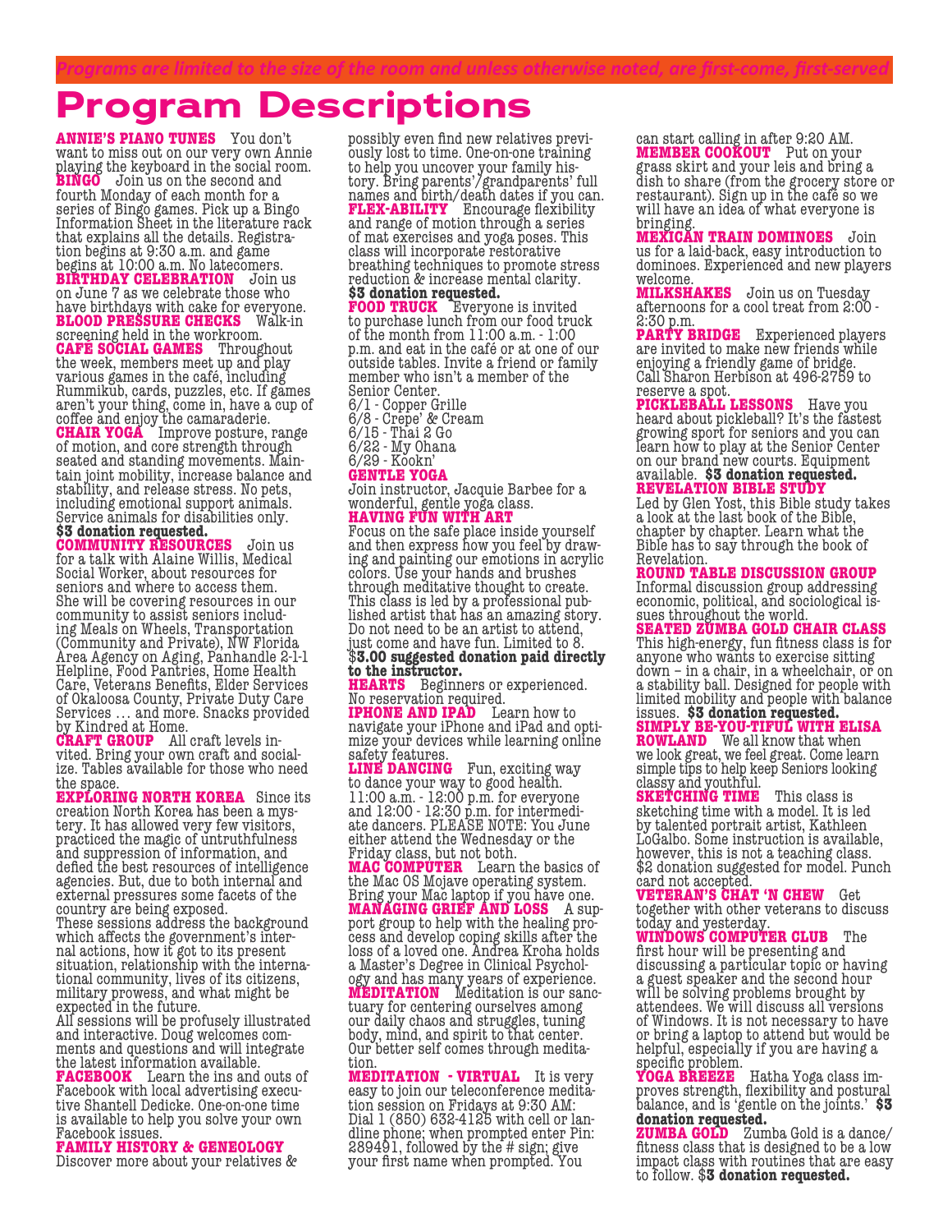*Programs are limited to the size of the room and unless otherwise noted, are first-come, first-served*

# Program Descriptions

**ANNIE'S PIANO TUNES** You don't want to miss out on our very own Annie playing the keyboard in the social room.

**BINGO** Join us on the second and fourth Monday of each month for a series of Bingo games. Pick up a Bingo Information Sheet in the literature rack that explains all the details. Registration begins at 9:30 a.m. and game begins at 10:00 a.m. No latecomers.

**BIRTHDAY CELEBRATION** Join us on June 7 as we celebrate those who have birthdays with cake for everyone.

**BLOOD PRESSURE CHECKS** Walk-in screening held in the workroom.

**CAFÉ SOCIAL GAMES** Throughout the week, members meet up and play various games in the café, including Rummikub, cards, puzzles, etc. If games aren't your thing, come in, have a cup of coffee and enjoy the camaraderie.

**CHAIR YOGA** Improve posture, range of motion, and core strength through seated and standing movements. Maintain joint mobility, increase balance and stability, and release stress. No pets, including emotional support animals. Service animals for disabilities only. **$3 donation requested.**

**COMMUNITY RESOURCES** Join us for a talk with Alaine Willis, Medical Social Worker, about resources for seniors and where to access them. She will be covering resources in our community to assist seniors including Meals on Wheels, Transportation (Community and Private), NW Florida Area Agency on Aging, Panhandle 2-1-1 Helpline, Food Pantries, Home Health Care, Veterans Benefits, Elder Services of Okaloosa County, Private Duty Care Services … and more. Snacks provided by Kindred at Home.

**CRAFT GROUP** All craft levels invited. Bring your own craft and socialize. Tables available for those who need the space.

**EXPLORING NORTH KOREA** Since its creation North Korea has been a mystery. It has allowed very few visitors, practiced the magic of untruthfulness and suppression of information, and defied the best resources of intelligence agencies. But, due to both internal and external pressures some facets of the country are being exposed.
These sessions address the background which affects the government's internal actions, how it got to its present situation, relationship with the international community, lives of its citizens, military prowess, and what might be expected in the future.
All sessions will be profusely illustrated and interactive. Doug welcomes comments and questions and will integrate the latest information available.

**FACEBOOK** Learn the ins and outs of Facebook with local advertising executive Shantell Dedicke. One-on-one time is available to help you solve your own Facebook issues.

**FAMILY HISTORY & GENEOLOGY**
Discover more about your relatives & possibly even find new relatives previously lost to time. One-on-one training to help you uncover your family history. Bring parents'/grandparents' full names and birth/death dates if you can.

**FLEX-ABILITY** Encourage flexibility and range of motion through a series of mat exercises and yoga poses. This class will incorporate restorative breathing techniques to promote stress reduction & increase mental clarity. **$3 donation requested.**

**FOOD TRUCK** Everyone is invited to purchase lunch from our food truck of the month from 11:00 a.m. - 1:00 p.m. and eat in the café or at one of our outside tables. Invite a friend or family member who isn't a member of the Senior Center.
6/1 - Copper Grille
6/8 - Crepe' & Cream
6/15 - Thai 2 Go
6/22 - My Ohana
6/29 - Kookn'

**GENTLE YOGA**
Join instructor, Jacquie Barbee for a wonderful, gentle yoga class.

**HAVING FUN WITH ART**
Focus on the safe place inside yourself and then express how you feel by drawing and painting our emotions in acrylic colors. Use your hands and brushes through meditative thought to create. This class is led by a professional published artist that has an amazing story. Do not need to be an artist to attend, just come and have fun. Limited to 8. **$3.00 suggested donation paid directly to the instructor.**

**HEARTS** Beginners or experienced. No reservation required.

**IPHONE AND IPAD** Learn how to navigate your iPhone and iPad and optimize your devices while learning online safety features.

**LINE DANCING** Fun, exciting way to dance your way to good health. 11:00 a.m. - 12:00 p.m. for everyone and 12:00 - 12:30 p.m. for intermediate dancers. PLEASE NOTE: You June either attend the Wednesday or the Friday class, but not both.

**MAC COMPUTER** Learn the basics of the Mac OS Mojave operating system. Bring your Mac laptop if you have one.

**MANAGING GRIEF AND LOSS** A support group to help with the healing process and develop coping skills after the loss of a loved one. Andrea Kroha holds a Master's Degree in Clinical Psychology and has many years of experience.

**MEDITATION** Meditation is our sanctuary for centering ourselves among our daily chaos and struggles, tuning body, mind, and spirit to that center. Our better self comes through meditation.

**MEDITATION - VIRTUAL** It is very easy to join our teleconference meditation session on Fridays at 9:30 AM: Dial 1 (850) 632-4125 with cell or landline phone; when prompted enter Pin: 289491, followed by the # sign; give your first name when prompted. You can start calling in after 9:20 AM.

**MEMBER COOKOUT** Put on your grass skirt and your leis and bring a dish to share (from the grocery store or restaurant). Sign up in the café so we will have an idea of what everyone is bringing.

**MEXICAN TRAIN DOMINOES** Join us for a laid-back, easy introduction to dominoes. Experienced and new players welcome.

**MILKSHAKES** Join us on Tuesday afternoons for a cool treat from 2:00 - 2:30 p.m.

**PARTY BRIDGE** Experienced players are invited to make new friends while enjoying a friendly game of bridge. Call Sharon Herbison at 496-2759 to reserve a spot.

**PICKLEBALL LESSONS** Have you heard about pickleball? It's the fastest growing sport for seniors and you can learn how to play at the Senior Center on our brand new courts. Equipment available. **$3 donation requested.**

**REVELATION BIBLE STUDY**
Led by Glen Yost, this Bible study takes a look at the last book of the Bible, chapter by chapter. Learn what the Bible has to say through the book of Revelation.

**ROUND TABLE DISCUSSION GROUP**
Informal discussion group addressing economic, political, and sociological issues throughout the world.

**SEATED ZUMBA GOLD CHAIR CLASS**
This high-energy, fun fitness class is for anyone who wants to exercise sitting down – in a chair, in a wheelchair, or on a stability ball. Designed for people with limited mobility and people with balance issues. **$3 donation requested.**

**SIMPLY BE-YOU-TIFUL WITH ELISA ROWLAND** We all know that when we look great, we feel great. Come learn simple tips to help keep Seniors looking classy and youthful.

**SKETCHING TIME** This class is sketching time with a model. It is led by talented portrait artist, Kathleen LoGalbo. Some instruction is available, however, this is not a teaching class. $2 donation suggested for model. Punch card not accepted.

**VETERAN'S CHAT 'N CHEW** Get together with other veterans to discuss today and yesterday.

**WINDOWS COMPUTER CLUB** The first hour will be presenting and discussing a particular topic or having a guest speaker and the second hour will be solving problems brought by attendees. We will discuss all versions of Windows. It is not necessary to have or bring a laptop to attend but would be helpful, especially if you are having a specific problem.

**YOGA BREEZE** Hatha Yoga class improves strength, flexibility and postural balance, and is 'gentle on the joints.' **$3 donation requested.**

**ZUMBA GOLD** Zumba Gold is a dance/fitness class that is designed to be a low impact class with routines that are easy to follow. $**3 donation requested.**